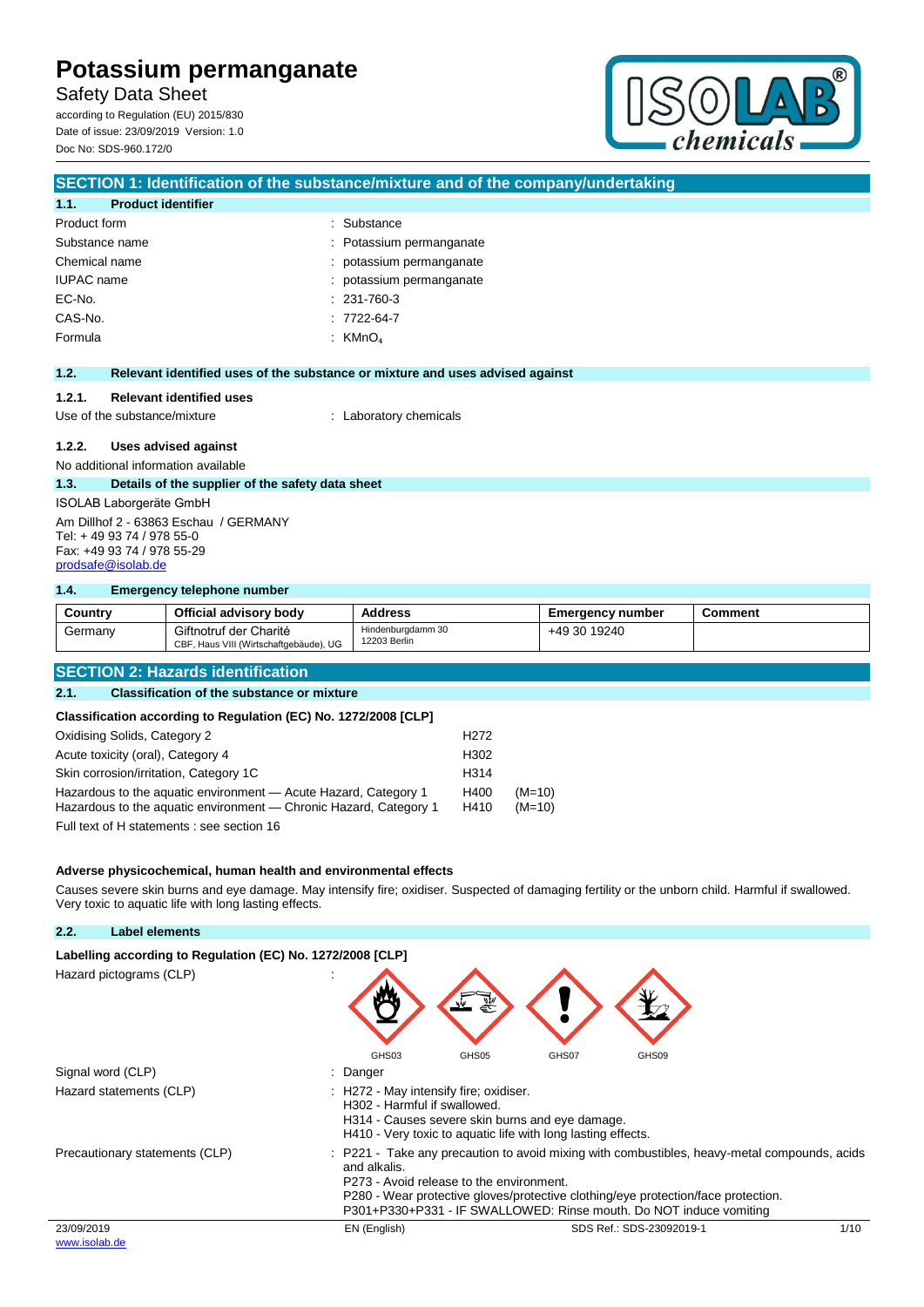# Potassium permanganate

Safety Data Sheet

according to Regulation (EU) 2015/830

Date of issue: 23/09/2019 Version: 1.0

Doc No: SDS-960.172/0

## SECTION 1: Identification of the substance/mixture and of the company/undertaking

### 1.1. Product identifier

| | |
|---|---|
| Product form | : Substance |
| Substance name | : Potassium permanganate |
| Chemical name | : potassium permanganate |
| IUPAC name | : potassium permanganate |
| EC-No. | : 231-760-3 |
| CAS-No. | : 7722-64-7 |
| Formula | : $KMnO_4$ |

### 1.2. Relevant identified uses of the substance or mixture and uses advised against

#### 1.2.1. Relevant identified uses

Use of the substance/mixture : Laboratory chemicals

#### 1.2.2. Uses advised against

No additional information available

### 1.3. Details of the supplier of the safety data sheet

ISOLAB Laborgeräte GmbH

Am Dillhof 2 - 63863 Eschau / GERMANY
Tel: + 49 93 74 / 978 55-0
Fax: +49 93 74 / 978 55-29
prodsafe@isolab.de

### 1.4. Emergency telephone number

| Country | Official advisory body | Address | Emergency number | Comment |
|---|---|---|---|---|
| Germany | Giftnotruf der Charité CBF, Haus VIII (Wirtschaftgebäude), UG | Hindenburgdamm 30 12203 Berlin | +49 30 19240 | |

## SECTION 2: Hazards identification

### 2.1. Classification of the substance or mixture

**Classification according to Regulation (EC) No. 1272/2008 [CLP]**

| | | |
|---|---|---|
| Oxidising Solids, Category 2 | H272 | |
| Acute toxicity (oral), Category 4 | H302 | |
| Skin corrosion/irritation, Category 1C | H314 | |
| Hazardous to the aquatic environment — Acute Hazard, Category 1 | H400 | (M=10) |
| Hazardous to the aquatic environment — Chronic Hazard, Category 1 | H410 | (M=10) |

Full text of H statements : see section 16

**Adverse physicochemical, human health and environmental effects**

Causes severe skin burns and eye damage. May intensify fire; oxidiser. Suspected of damaging fertility or the unborn child. Harmful if swallowed. Very toxic to aquatic life with long lasting effects.

### 2.2. Label elements

**Labelling according to Regulation (EC) No. 1272/2008 [CLP]**

Hazard pictograms (CLP) : GHS03 GHS05 GHS07 GHS09

Signal word (CLP) : Danger

Hazard statements (CLP) :
H272 - May intensify fire; oxidiser.
H302 - Harmful if swallowed.
H314 - Causes severe skin burns and eye damage.
H410 - Very toxic to aquatic life with long lasting effects.

Precautionary statements (CLP) :
P221 - Take any precaution to avoid mixing with combustibles, heavy-metal compounds, acids and alkalis.
P273 - Avoid release to the environment.
P280 - Wear protective gloves/protective clothing/eye protection/face protection.
P301+P330+P331 - IF SWALLOWED: Rinse mouth. Do NOT induce vomiting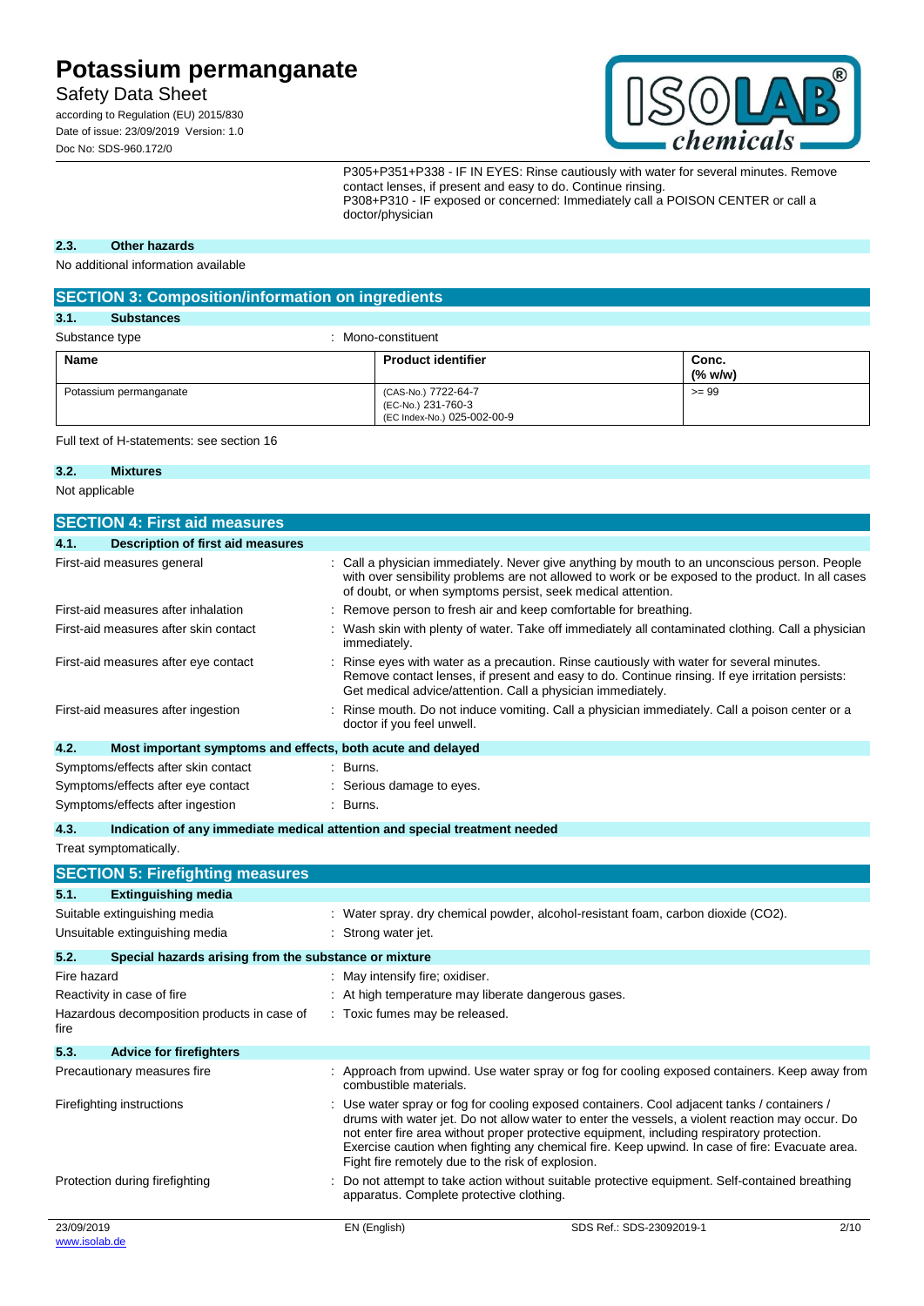P305+P351+P338 - IF IN EYES: Rinse cautiously with water for several minutes. Remove contact lenses, if present and easy to do. Continue rinsing.
P308+P310 - IF exposed or concerned: Immediately call a POISON CENTER or call a doctor/physician

### 2.3. Other hazards

No additional information available

## SECTION 3: Composition/information on ingredients

### 3.1. Substances

Substance type : Mono-constituent

| Name | Product identifier | Conc. (% w/w) |
|---|---|---|
| Potassium permanganate | (CAS-No.) 7722-64-7<br>(EC-No.) 231-760-3<br>(EC Index-No.) 025-002-00-9 | >= 99 |

Full text of H-statements: see section 16

### 3.2. Mixtures

Not applicable

## SECTION 4: First aid measures

### 4.1. Description of first aid measures

First-aid measures general : Call a physician immediately. Never give anything by mouth to an unconscious person. People with over sensibility problems are not allowed to work or be exposed to the product. In all cases of doubt, or when symptoms persist, seek medical attention.

First-aid measures after inhalation : Remove person to fresh air and keep comfortable for breathing.

First-aid measures after skin contact : Wash skin with plenty of water. Take off immediately all contaminated clothing. Call a physician immediately.

First-aid measures after eye contact : Rinse eyes with water as a precaution. Rinse cautiously with water for several minutes. Remove contact lenses, if present and easy to do. Continue rinsing. If eye irritation persists: Get medical advice/attention. Call a physician immediately.

First-aid measures after ingestion : Rinse mouth. Do not induce vomiting. Call a physician immediately. Call a poison center or a doctor if you feel unwell.

### 4.2. Most important symptoms and effects, both acute and delayed

Symptoms/effects after skin contact : Burns.

Symptoms/effects after eye contact : Serious damage to eyes.

Symptoms/effects after ingestion : Burns.

### 4.3. Indication of any immediate medical attention and special treatment needed

Treat symptomatically.

## SECTION 5: Firefighting measures

### 5.1. Extinguishing media

Suitable extinguishing media : Water spray. dry chemical powder, alcohol-resistant foam, carbon dioxide ($CO_2$).

Unsuitable extinguishing media : Strong water jet.

### 5.2. Special hazards arising from the substance or mixture

Fire hazard : May intensify fire; oxidiser.

Reactivity in case of fire : At high temperature may liberate dangerous gases.

Hazardous decomposition products in case of fire : Toxic fumes may be released.

### 5.3. Advice for firefighters

Precautionary measures fire : Approach from upwind. Use water spray or fog for cooling exposed containers. Keep away from combustible materials.

Firefighting instructions : Use water spray or fog for cooling exposed containers. Cool adjacent tanks / containers / drums with water jet. Do not allow water to enter the vessels, a violent reaction may occur. Do not enter fire area without proper protective equipment, including respiratory protection. Exercise caution when fighting any chemical fire. Keep upwind. In case of fire: Evacuate area. Fight fire remotely due to the risk of explosion.

Protection during firefighting : Do not attempt to take action without suitable protective equipment. Self-contained breathing apparatus. Complete protective clothing.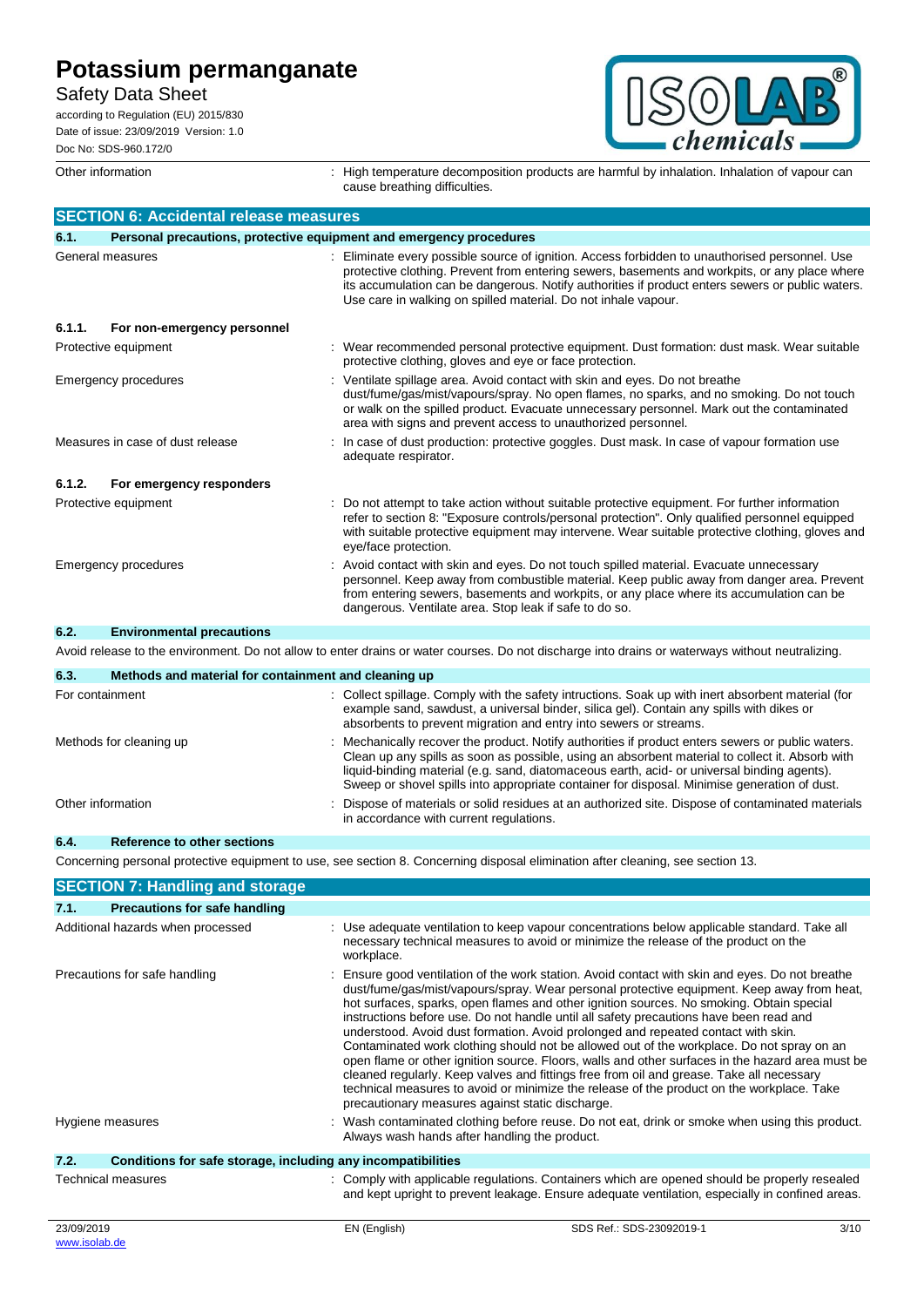| | |
|---|---|
| Other information | : High temperature decomposition products are harmful by inhalation. Inhalation of vapour can cause breathing difficulties. |

## SECTION 6: Accidental release measures

### 6.1. Personal precautions, protective equipment and emergency procedures

| | |
|---|---|
| General measures | : Eliminate every possible source of ignition. Access forbidden to unauthorised personnel. Use protective clothing. Prevent from entering sewers, basements and workpits, or any place where its accumulation can be dangerous. Notify authorities if product enters sewers or public waters. Use care in walking on spilled material. Do not inhale vapour. |

#### 6.1.1. For non-emergency personnel

| | |
|---|---|
| Protective equipment | : Wear recommended personal protective equipment. Dust formation: dust mask. Wear suitable protective clothing, gloves and eye or face protection. |
| Emergency procedures | : Ventilate spillage area. Avoid contact with skin and eyes. Do not breathe dust/fume/gas/mist/vapours/spray. No open flames, no sparks, and no smoking. Do not touch or walk on the spilled product. Evacuate unnecessary personnel. Mark out the contaminated area with signs and prevent access to unauthorized personnel. |
| Measures in case of dust release | : In case of dust production: protective goggles. Dust mask. In case of vapour formation use adequate respirator. |

#### 6.1.2. For emergency responders

| | |
|---|---|
| Protective equipment | : Do not attempt to take action without suitable protective equipment. For further information refer to section 8: "Exposure controls/personal protection". Only qualified personnel equipped with suitable protective equipment may intervene. Wear suitable protective clothing, gloves and eye/face protection. |
| Emergency procedures | : Avoid contact with skin and eyes. Do not touch spilled material. Evacuate unnecessary personnel. Keep away from combustible material. Keep public away from danger area. Prevent from entering sewers, basements and workpits, or any place where its accumulation can be dangerous. Ventilate area. Stop leak if safe to do so. |

### 6.2. Environmental precautions

Avoid release to the environment. Do not allow to enter drains or water courses. Do not discharge into drains or waterways without neutralizing.

### 6.3. Methods and material for containment and cleaning up

| | |
|---|---|
| For containment | : Collect spillage. Comply with the safety intructions. Soak up with inert absorbent material (for example sand, sawdust, a universal binder, silica gel). Contain any spills with dikes or absorbents to prevent migration and entry into sewers or streams. |
| Methods for cleaning up | : Mechanically recover the product. Notify authorities if product enters sewers or public waters. Clean up any spills as soon as possible, using an absorbent material to collect it. Absorb with liquid-binding material (e.g. sand, diatomaceous earth, acid- or universal binding agents). Sweep or shovel spills into appropriate container for disposal. Minimise generation of dust. |
| Other information | : Dispose of materials or solid residues at an authorized site. Dispose of contaminated materials in accordance with current regulations. |

### 6.4. Reference to other sections

Concerning personal protective equipment to use, see section 8. Concerning disposal elimination after cleaning, see section 13.

## SECTION 7: Handling and storage

### 7.1. Precautions for safe handling

| | |
|---|---|
| Additional hazards when processed | : Use adequate ventilation to keep vapour concentrations below applicable standard. Take all necessary technical measures to avoid or minimize the release of the product on the workplace. |
| Precautions for safe handling | : Ensure good ventilation of the work station. Avoid contact with skin and eyes. Do not breathe dust/fume/gas/mist/vapours/spray. Wear personal protective equipment. Keep away from heat, hot surfaces, sparks, open flames and other ignition sources. No smoking. Obtain special instructions before use. Do not handle until all safety precautions have been read and understood. Avoid dust formation. Avoid prolonged and repeated contact with skin. Contaminated work clothing should not be allowed out of the workplace. Do not spray on an open flame or other ignition source. Floors, walls and other surfaces in the hazard area must be cleaned regularly. Keep valves and fittings free from oil and grease. Take all necessary technical measures to avoid or minimize the release of the product on the workplace. Take precautionary measures against static discharge. |
| Hygiene measures | : Wash contaminated clothing before reuse. Do not eat, drink or smoke when using this product. Always wash hands after handling the product. |

### 7.2. Conditions for safe storage, including any incompatibilities

| | |
|---|---|
| Technical measures | : Comply with applicable regulations. Containers which are opened should be properly resealed and kept upright to prevent leakage. Ensure adequate ventilation, especially in confined areas. |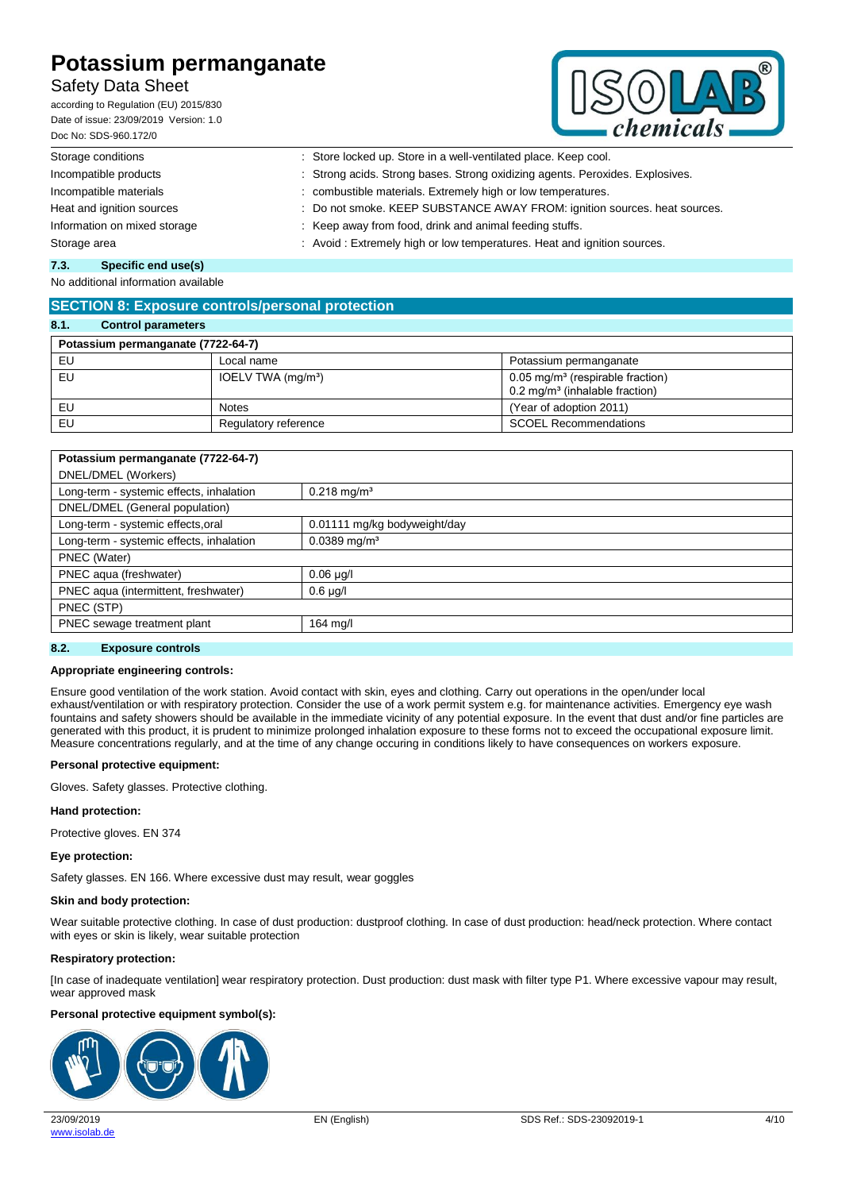| | |
|---|---|
| Storage conditions | : Store locked up. Store in a well-ventilated place. Keep cool. |
| Incompatible products | : Strong acids. Strong bases. Strong oxidizing agents. Peroxides. Explosives. |
| Incompatible materials | : combustible materials. Extremely high or low temperatures. |
| Heat and ignition sources | : Do not smoke. KEEP SUBSTANCE AWAY FROM: ignition sources. heat sources. |
| Information on mixed storage | : Keep away from food, drink and animal feeding stuffs. |
| Storage area | : Avoid : Extremely high or low temperatures. Heat and ignition sources. |

### 7.3. Specific end use(s)

No additional information available

## SECTION 8: Exposure controls/personal protection

### 8.1. Control parameters

| Potassium permanganate (7722-64-7) | | |
|---|---|---|
| EU | Local name | Potassium permanganate |
| EU | IOELV TWA (mg/m³) | 0.05 mg/m³ (respirable fraction)<br>0.2 mg/m³ (inhalable fraction) |
| EU | Notes | (Year of adoption 2011) |
| EU | Regulatory reference | SCOEL Recommendations |

| Potassium permanganate (7722-64-7) | |
|---|---|
| DNEL/DMEL (Workers) | |
| Long-term - systemic effects, inhalation | 0.218 mg/m³ |
| DNEL/DMEL (General population) | |
| Long-term - systemic effects,oral | 0.01111 mg/kg bodyweight/day |
| Long-term - systemic effects, inhalation | 0.0389 mg/m³ |
| PNEC (Water) | |
| PNEC aqua (freshwater) | 0.06 µg/l |
| PNEC aqua (intermittent, freshwater) | 0.6 µg/l |
| PNEC (STP) | |
| PNEC sewage treatment plant | 164 mg/l |

### 8.2. Exposure controls

**Appropriate engineering controls:**

Ensure good ventilation of the work station. Avoid contact with skin, eyes and clothing. Carry out operations in the open/under local exhaust/ventilation or with respiratory protection. Consider the use of a work permit system e.g. for maintenance activities. Emergency eye wash fountains and safety showers should be available in the immediate vicinity of any potential exposure. In the event that dust and/or fine particles are generated with this product, it is prudent to minimize prolonged inhalation exposure to these forms not to exceed the occupational exposure limit. Measure concentrations regularly, and at the time of any change occuring in conditions likely to have consequences on workers exposure.

**Personal protective equipment:**

Gloves. Safety glasses. Protective clothing.

**Hand protection:**

Protective gloves. EN 374

**Eye protection:**

Safety glasses. EN 166. Where excessive dust may result, wear goggles

**Skin and body protection:**

Wear suitable protective clothing. In case of dust production: dustproof clothing. In case of dust production: head/neck protection. Where contact with eyes or skin is likely, wear suitable protection

**Respiratory protection:**

[In case of inadequate ventilation] wear respiratory protection. Dust production: dust mask with filter type P1. Where excessive vapour may result, wear approved mask

**Personal protective equipment symbol(s):**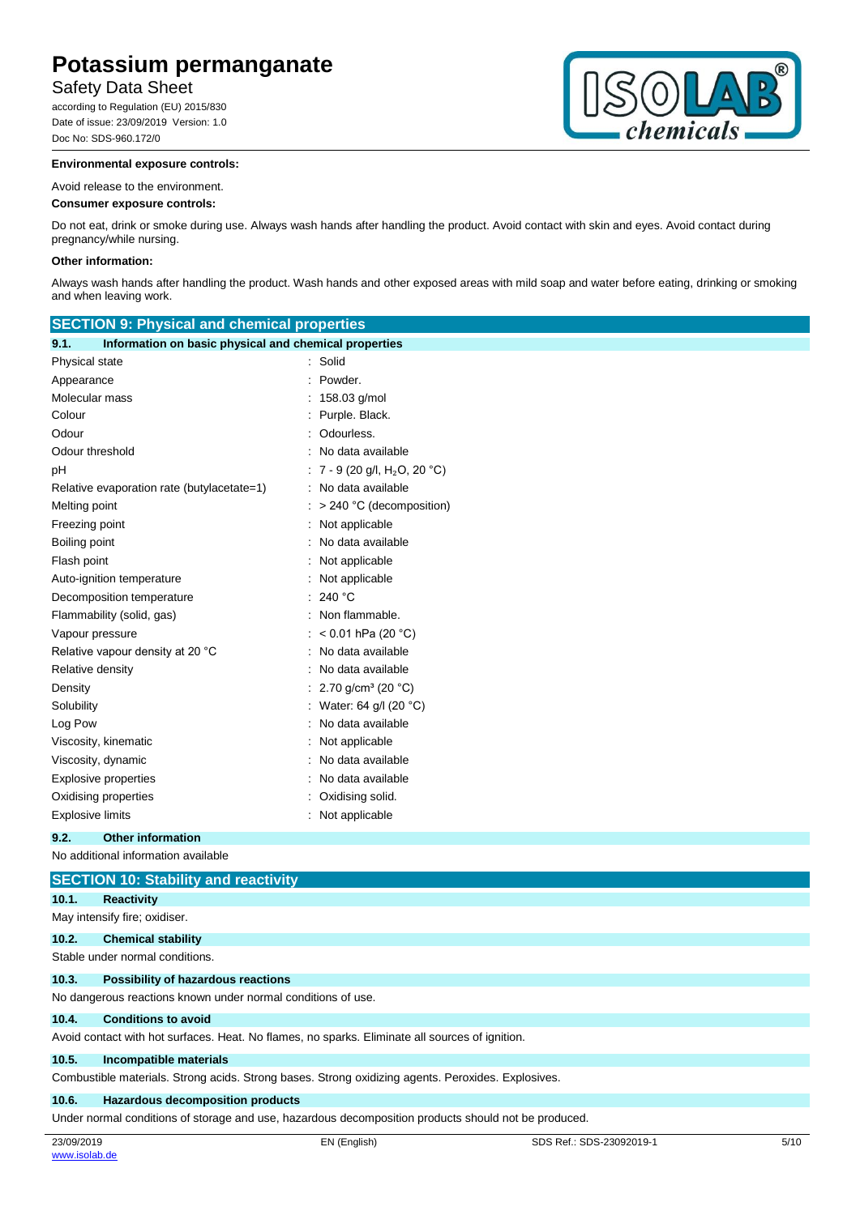**Environmental exposure controls:**

Avoid release to the environment.

**Consumer exposure controls:**

Do not eat, drink or smoke during use. Always wash hands after handling the product. Avoid contact with skin and eyes. Avoid contact during pregnancy/while nursing.

**Other information:**

Always wash hands after handling the product. Wash hands and other exposed areas with mild soap and water before eating, drinking or smoking and when leaving work.

## SECTION 9: Physical and chemical properties

### 9.1. Information on basic physical and chemical properties

| | |
|---|---|
| Physical state | : Solid |
| Appearance | : Powder. |
| Molecular mass | : 158.03 g/mol |
| Colour | : Purple. Black. |
| Odour | : Odourless. |
| Odour threshold | : No data available |
| pH | : 7 - 9 (20 g/l, $H_2O$, 20 °C) |
| Relative evaporation rate (butylacetate=1) | : No data available |
| Melting point | : > 240 °C (decomposition) |
| Freezing point | : Not applicable |
| Boiling point | : No data available |
| Flash point | : Not applicable |
| Auto-ignition temperature | : Not applicable |
| Decomposition temperature | : 240 °C |
| Flammability (solid, gas) | : Non flammable. |
| Vapour pressure | : < 0.01 hPa (20 °C) |
| Relative vapour density at 20 °C | : No data available |
| Relative density | : No data available |
| Density | : 2.70 g/cm³ (20 °C) |
| Solubility | : Water: 64 g/l (20 °C) |
| Log Pow | : No data available |
| Viscosity, kinematic | : Not applicable |
| Viscosity, dynamic | : No data available |
| Explosive properties | : No data available |
| Oxidising properties | : Oxidising solid. |
| Explosive limits | : Not applicable |

### 9.2. Other information

No additional information available

## SECTION 10: Stability and reactivity

### 10.1. Reactivity

May intensify fire; oxidiser.

### 10.2. Chemical stability

Stable under normal conditions.

### 10.3. Possibility of hazardous reactions

No dangerous reactions known under normal conditions of use.

### 10.4. Conditions to avoid

Avoid contact with hot surfaces. Heat. No flames, no sparks. Eliminate all sources of ignition.

### 10.5. Incompatible materials

Combustible materials. Strong acids. Strong bases. Strong oxidizing agents. Peroxides. Explosives.

### 10.6. Hazardous decomposition products

Under normal conditions of storage and use, hazardous decomposition products should not be produced.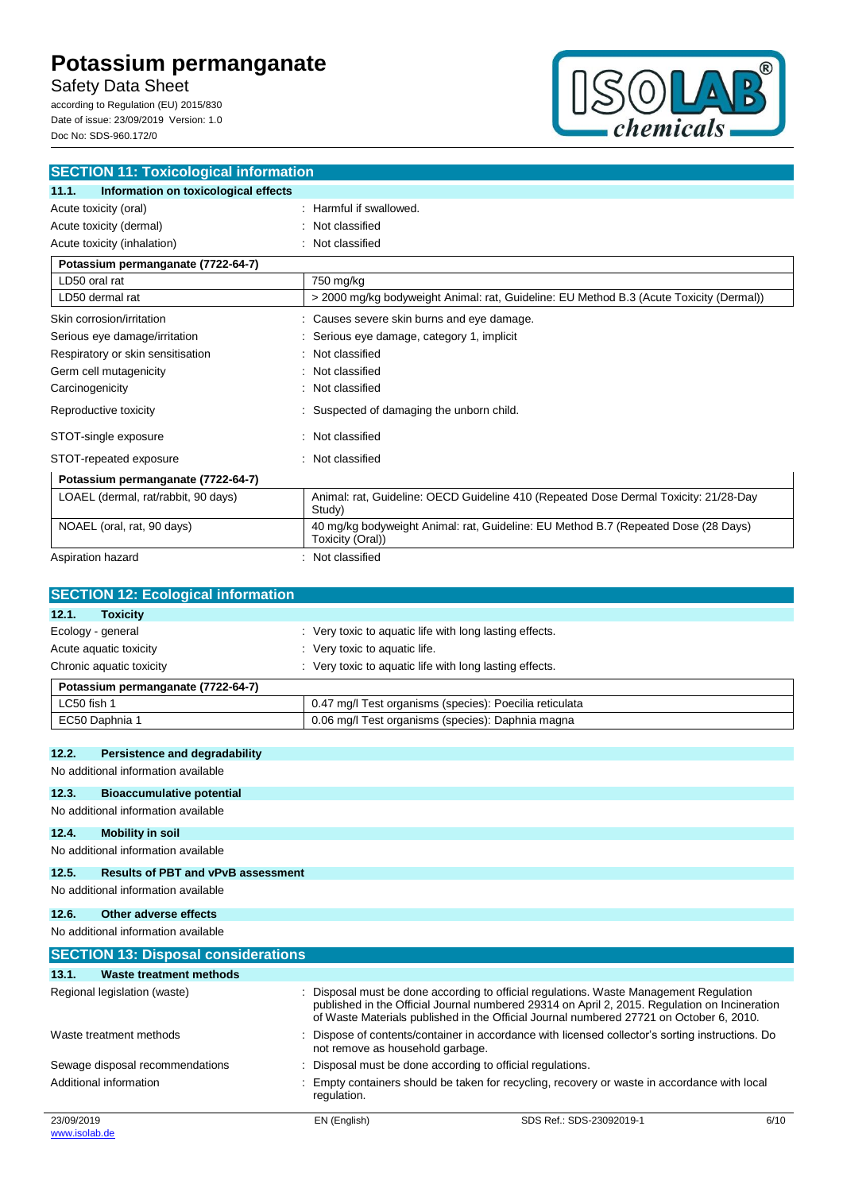## SECTION 11: Toxicological information

### 11.1. Information on toxicological effects

| | |
|---|---|
| Acute toxicity (oral) | : Harmful if swallowed. |
| Acute toxicity (dermal) | : Not classified |
| Acute toxicity (inhalation) | : Not classified |

| Potassium permanganate (7722-64-7) | |
|---|---|
| LD50 oral rat | 750 mg/kg |
| LD50 dermal rat | > 2000 mg/kg bodyweight Animal: rat, Guideline: EU Method B.3 (Acute Toxicity (Dermal)) |

| | |
|---|---|
| Skin corrosion/irritation | : Causes severe skin burns and eye damage. |
| Serious eye damage/irritation | : Serious eye damage, category 1, implicit |
| Respiratory or skin sensitisation | : Not classified |
| Germ cell mutagenicity | : Not classified |
| Carcinogenicity | : Not classified |
| Reproductive toxicity | : Suspected of damaging the unborn child. |
| STOT-single exposure | : Not classified |
| STOT-repeated exposure | : Not classified |

| Potassium permanganate (7722-64-7) | |
|---|---|
| LOAEL (dermal, rat/rabbit, 90 days) | Animal: rat, Guideline: OECD Guideline 410 (Repeated Dose Dermal Toxicity: 21/28-Day Study) |
| NOAEL (oral, rat, 90 days) | 40 mg/kg bodyweight Animal: rat, Guideline: EU Method B.7 (Repeated Dose (28 Days) Toxicity (Oral)) |

| | |
|---|---|
| Aspiration hazard | : Not classified |

## SECTION 12: Ecological information

### 12.1. Toxicity

| | |
|---|---|
| Ecology - general | : Very toxic to aquatic life with long lasting effects. |
| Acute aquatic toxicity | : Very toxic to aquatic life. |
| Chronic aquatic toxicity | : Very toxic to aquatic life with long lasting effects. |

| Potassium permanganate (7722-64-7) | |
|---|---|
| LC50 fish 1 | 0.47 mg/l Test organisms (species): Poecilia reticulata |
| EC50 Daphnia 1 | 0.06 mg/l Test organisms (species): Daphnia magna |

### 12.2. Persistence and degradability

No additional information available

### 12.3. Bioaccumulative potential

No additional information available

### 12.4. Mobility in soil

No additional information available

### 12.5. Results of PBT and vPvB assessment

No additional information available

### 12.6. Other adverse effects

No additional information available

## SECTION 13: Disposal considerations

### 13.1. Waste treatment methods

| | |
|---|---|
| Regional legislation (waste) | : Disposal must be done according to official regulations. Waste Management Regulation published in the Official Journal numbered 29314 on April 2, 2015. Regulation on Incineration of Waste Materials published in the Official Journal numbered 27721 on October 6, 2010. |
| Waste treatment methods | : Dispose of contents/container in accordance with licensed collector's sorting instructions. Do not remove as household garbage. |
| Sewage disposal recommendations | : Disposal must be done according to official regulations. |
| Additional information | : Empty containers should be taken for recycling, recovery or waste in accordance with local regulation. |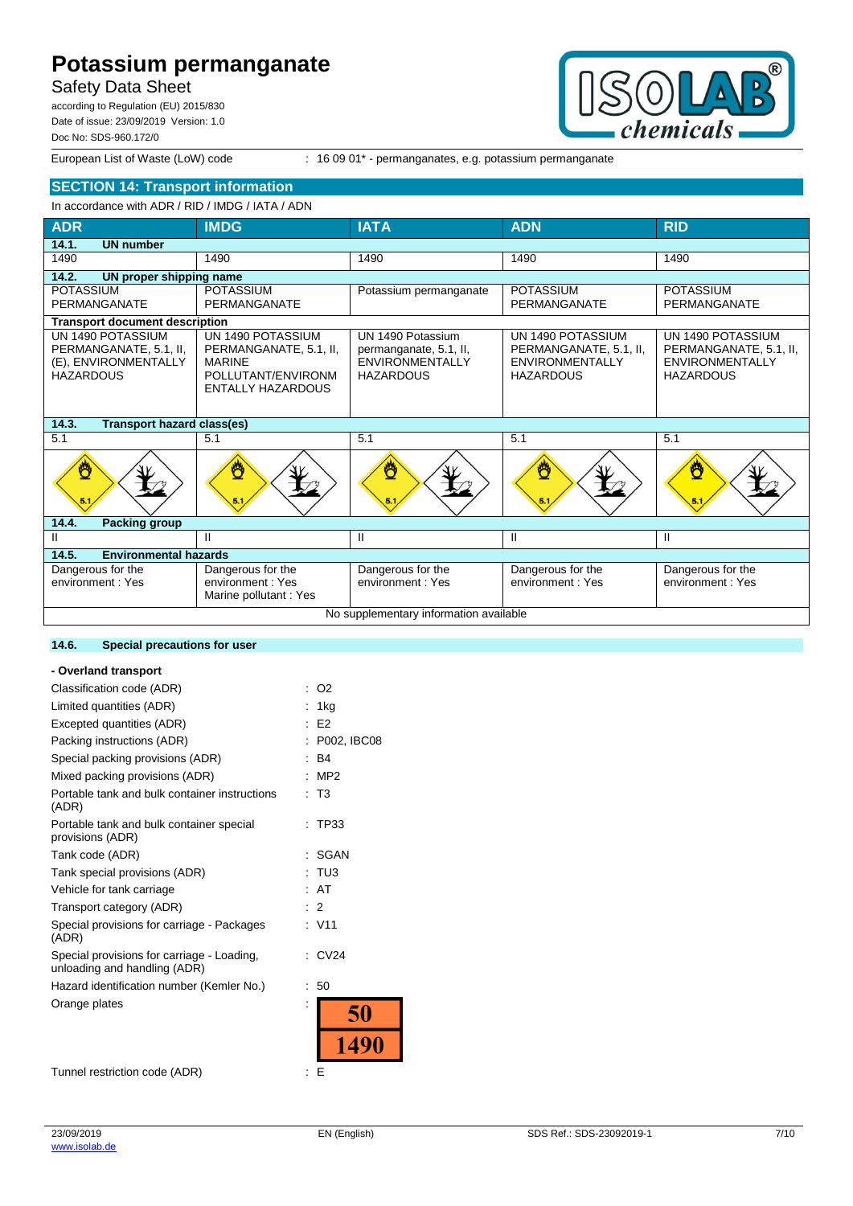European List of Waste (LoW) code : 16 09 01* - permanganates, e.g. potassium permanganate

## SECTION 14: Transport information

In accordance with ADR / RID / IMDG / IATA / ADN

| ADR | IMDG | IATA | ADN | RID |
|---|---|---|---|---|
| **14.1. UN number** | | | | |
| 1490 | 1490 | 1490 | 1490 | 1490 |
| **14.2. UN proper shipping name** | | | | |
| POTASSIUM PERMANGANATE | POTASSIUM PERMANGANATE | Potassium permanganate | POTASSIUM PERMANGANATE | POTASSIUM PERMANGANATE |
| **Transport document description** | | | | |
| UN 1490 POTASSIUM PERMANGANATE, 5.1, II, (E), ENVIRONMENTALLY HAZARDOUS | UN 1490 POTASSIUM PERMANGANATE, 5.1, II, MARINE POLLUTANT/ENVIRONMENTALLY HAZARDOUS | UN 1490 Potassium permanganate, 5.1, II, ENVIRONMENTALLY HAZARDOUS | UN 1490 POTASSIUM PERMANGANATE, 5.1, II, ENVIRONMENTALLY HAZARDOUS | UN 1490 POTASSIUM PERMANGANATE, 5.1, II, ENVIRONMENTALLY HAZARDOUS |
| **14.3. Transport hazard class(es)** | | | | |
| 5.1 | 5.1 | 5.1 | 5.1 | 5.1 |
| **14.4. Packing group** | | | | |
| II | II | II | II | II |
| **14.5. Environmental hazards** | | | | |
| Dangerous for the environment : Yes | Dangerous for the environment : Yes<br>Marine pollutant : Yes | Dangerous for the environment : Yes | Dangerous for the environment : Yes | Dangerous for the environment : Yes |
| No supplementary information available | | | | |

### 14.6. Special precautions for user

**- Overland transport**

Classification code (ADR) : O2
Limited quantities (ADR) : 1kg
Excepted quantities (ADR) : E2
Packing instructions (ADR) : P002, IBC08
Special packing provisions (ADR) : B4
Mixed packing provisions (ADR) : MP2
Portable tank and bulk container instructions (ADR) : T3
Portable tank and bulk container special provisions (ADR) : TP33
Tank code (ADR) : SGAN
Tank special provisions (ADR) : TU3
Vehicle for tank carriage : AT
Transport category (ADR) : 2
Special provisions for carriage - Packages (ADR) : V11
Special provisions for carriage - Loading, unloading and handling (ADR) : CV24
Hazard identification number (Kemler No.) : 50
Orange plates : 50 / 1490
Tunnel restriction code (ADR) : E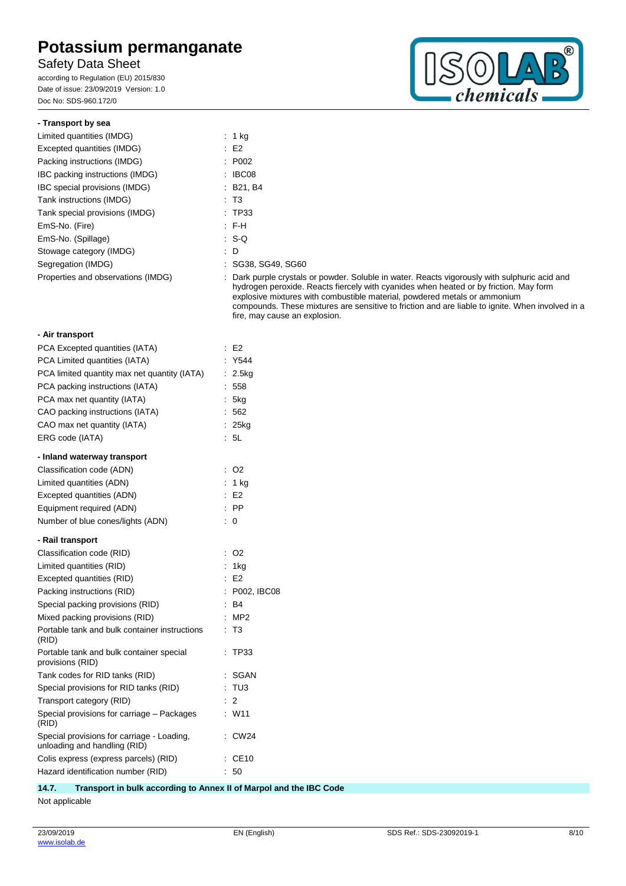**- Transport by sea**

| | |
|---|---|
| Limited quantities (IMDG) | : 1 kg |
| Excepted quantities (IMDG) | : E2 |
| Packing instructions (IMDG) | : P002 |
| IBC packing instructions (IMDG) | : IBC08 |
| IBC special provisions (IMDG) | : B21, B4 |
| Tank instructions (IMDG) | : T3 |
| Tank special provisions (IMDG) | : TP33 |
| EmS-No. (Fire) | : F-H |
| EmS-No. (Spillage) | : S-Q |
| Stowage category (IMDG) | : D |
| Segregation (IMDG) | : SG38, SG49, SG60 |
| Properties and observations (IMDG) | : Dark purple crystals or powder. Soluble in water. Reacts vigorously with sulphuric acid and hydrogen peroxide. Reacts fiercely with cyanides when heated or by friction. May form explosive mixtures with combustible material, powdered metals or ammonium compounds. These mixtures are sensitive to friction and are liable to ignite. When involved in a fire, may cause an explosion. |

**- Air transport**

| | |
|---|---|
| PCA Excepted quantities (IATA) | : E2 |
| PCA Limited quantities (IATA) | : Y544 |
| PCA limited quantity max net quantity (IATA) | : 2.5kg |
| PCA packing instructions (IATA) | : 558 |
| PCA max net quantity (IATA) | : 5kg |
| CAO packing instructions (IATA) | : 562 |
| CAO max net quantity (IATA) | : 25kg |
| ERG code (IATA) | : 5L |

**- Inland waterway transport**

| | |
|---|---|
| Classification code (ADN) | : O2 |
| Limited quantities (ADN) | : 1 kg |
| Excepted quantities (ADN) | : E2 |
| Equipment required (ADN) | : PP |
| Number of blue cones/lights (ADN) | : 0 |

**- Rail transport**

| | |
|---|---|
| Classification code (RID) | : O2 |
| Limited quantities (RID) | : 1kg |
| Excepted quantities (RID) | : E2 |
| Packing instructions (RID) | : P002, IBC08 |
| Special packing provisions (RID) | : B4 |
| Mixed packing provisions (RID) | : MP2 |
| Portable tank and bulk container instructions (RID) | : T3 |
| Portable tank and bulk container special provisions (RID) | : TP33 |
| Tank codes for RID tanks (RID) | : SGAN |
| Special provisions for RID tanks (RID) | : TU3 |
| Transport category (RID) | : 2 |
| Special provisions for carriage – Packages (RID) | : W11 |
| Special provisions for carriage - Loading, unloading and handling (RID) | : CW24 |
| Colis express (express parcels) (RID) | : CE10 |
| Hazard identification number (RID) | : 50 |

### 14.7. Transport in bulk according to Annex II of Marpol and the IBC Code

Not applicable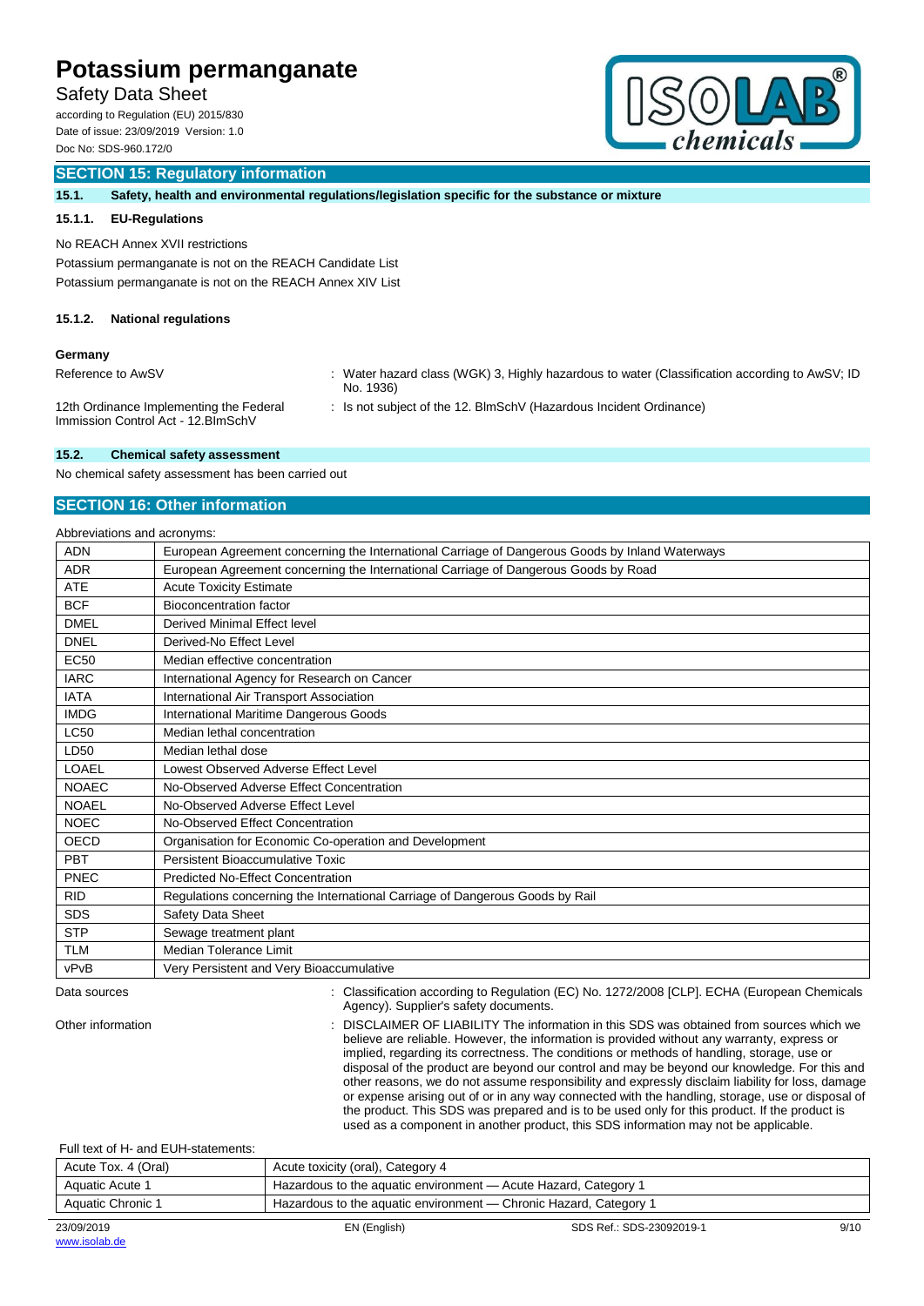## SECTION 15: Regulatory information

### 15.1. Safety, health and environmental regulations/legislation specific for the substance or mixture

#### 15.1.1. EU-Regulations

No REACH Annex XVII restrictions

Potassium permanganate is not on the REACH Candidate List

Potassium permanganate is not on the REACH Annex XIV List

#### 15.1.2. National regulations

**Germany**

| | |
|---|---|
| Reference to AwSV | : Water hazard class (WGK) 3, Highly hazardous to water (Classification according to AwSV; ID No. 1936) |
| 12th Ordinance Implementing the Federal Immission Control Act - 12.BImSchV | : Is not subject of the 12. BlmSchV (Hazardous Incident Ordinance) |

### 15.2. Chemical safety assessment

No chemical safety assessment has been carried out

## SECTION 16: Other information

Abbreviations and acronyms:

| | |
|---|---|
| ADN | European Agreement concerning the International Carriage of Dangerous Goods by Inland Waterways |
| ADR | European Agreement concerning the International Carriage of Dangerous Goods by Road |
| ATE | Acute Toxicity Estimate |
| BCF | Bioconcentration factor |
| DMEL | Derived Minimal Effect level |
| DNEL | Derived-No Effect Level |
| EC50 | Median effective concentration |
| IARC | International Agency for Research on Cancer |
| IATA | International Air Transport Association |
| IMDG | International Maritime Dangerous Goods |
| LC50 | Median lethal concentration |
| LD50 | Median lethal dose |
| LOAEL | Lowest Observed Adverse Effect Level |
| NOAEC | No-Observed Adverse Effect Concentration |
| NOAEL | No-Observed Adverse Effect Level |
| NOEC | No-Observed Effect Concentration |
| OECD | Organisation for Economic Co-operation and Development |
| PBT | Persistent Bioaccumulative Toxic |
| PNEC | Predicted No-Effect Concentration |
| RID | Regulations concerning the International Carriage of Dangerous Goods by Rail |
| SDS | Safety Data Sheet |
| STP | Sewage treatment plant |
| TLM | Median Tolerance Limit |
| vPvB | Very Persistent and Very Bioaccumulative |

| | |
|---|---|
| Data sources | : Classification according to Regulation (EC) No. 1272/2008 [CLP]. ECHA (European Chemicals Agency). Supplier's safety documents. |
| Other information | : DISCLAIMER OF LIABILITY The information in this SDS was obtained from sources which we believe are reliable. However, the information is provided without any warranty, express or implied, regarding its correctness. The conditions or methods of handling, storage, use or disposal of the product are beyond our control and may be beyond our knowledge. For this and other reasons, we do not assume responsibility and expressly disclaim liability for loss, damage or expense arising out of or in any way connected with the handling, storage, use or disposal of the product. This SDS was prepared and is to be used only for this product. If the product is used as a component in another product, this SDS information may not be applicable. |

Full text of H- and EUH-statements:

| | |
|---|---|
| Acute Tox. 4 (Oral) | Acute toxicity (oral), Category 4 |
| Aquatic Acute 1 | Hazardous to the aquatic environment — Acute Hazard, Category 1 |
| Aquatic Chronic 1 | Hazardous to the aquatic environment — Chronic Hazard, Category 1 |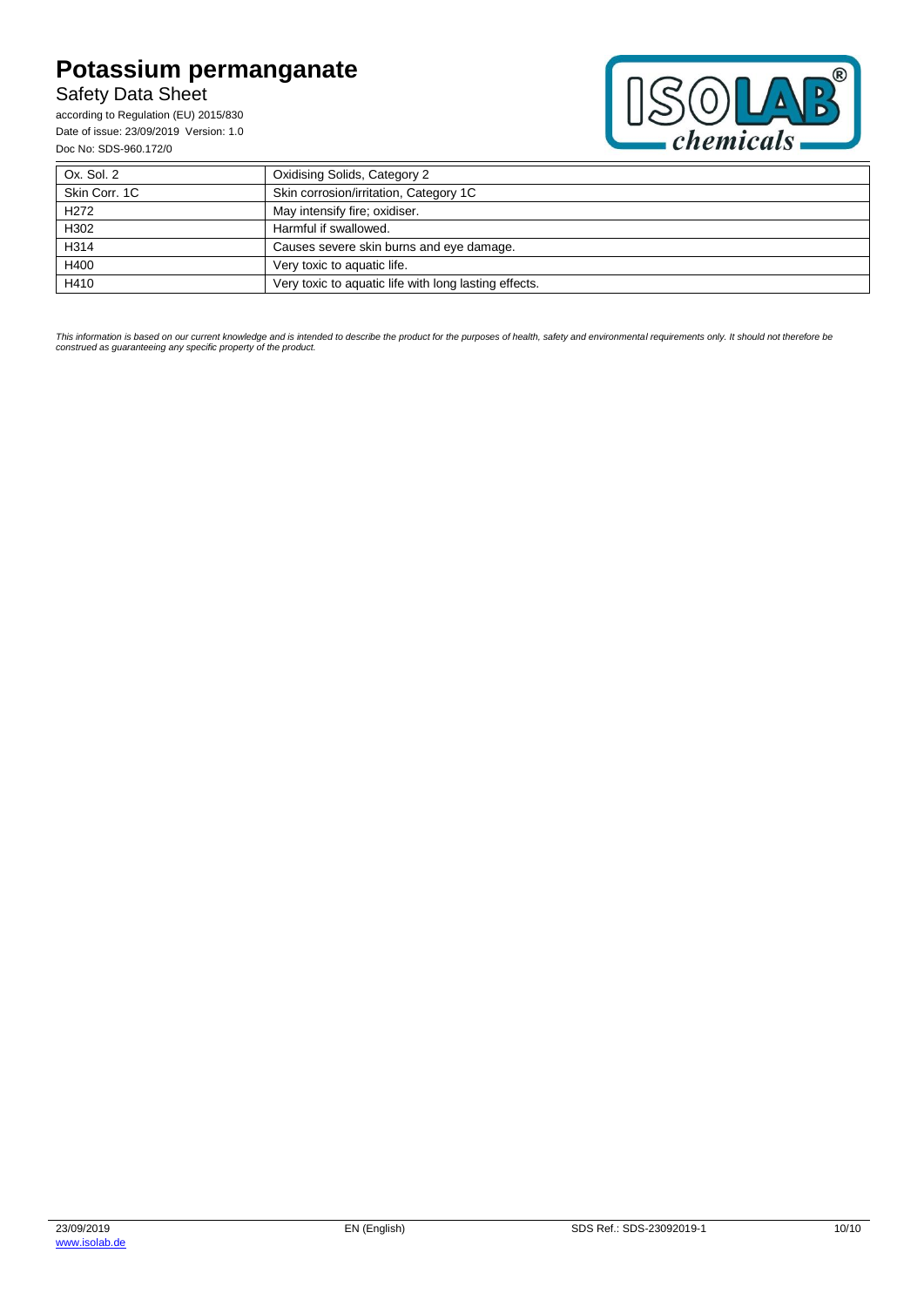| | |
|---|---|
| Ox. Sol. 2 | Oxidising Solids, Category 2 |
| Skin Corr. 1C | Skin corrosion/irritation, Category 1C |
| H272 | May intensify fire; oxidiser. |
| H302 | Harmful if swallowed. |
| H314 | Causes severe skin burns and eye damage. |
| H400 | Very toxic to aquatic life. |
| H410 | Very toxic to aquatic life with long lasting effects. |

*This information is based on our current knowledge and is intended to describe the product for the purposes of health, safety and environmental requirements only. It should not therefore be construed as guaranteeing any specific property of the product.*